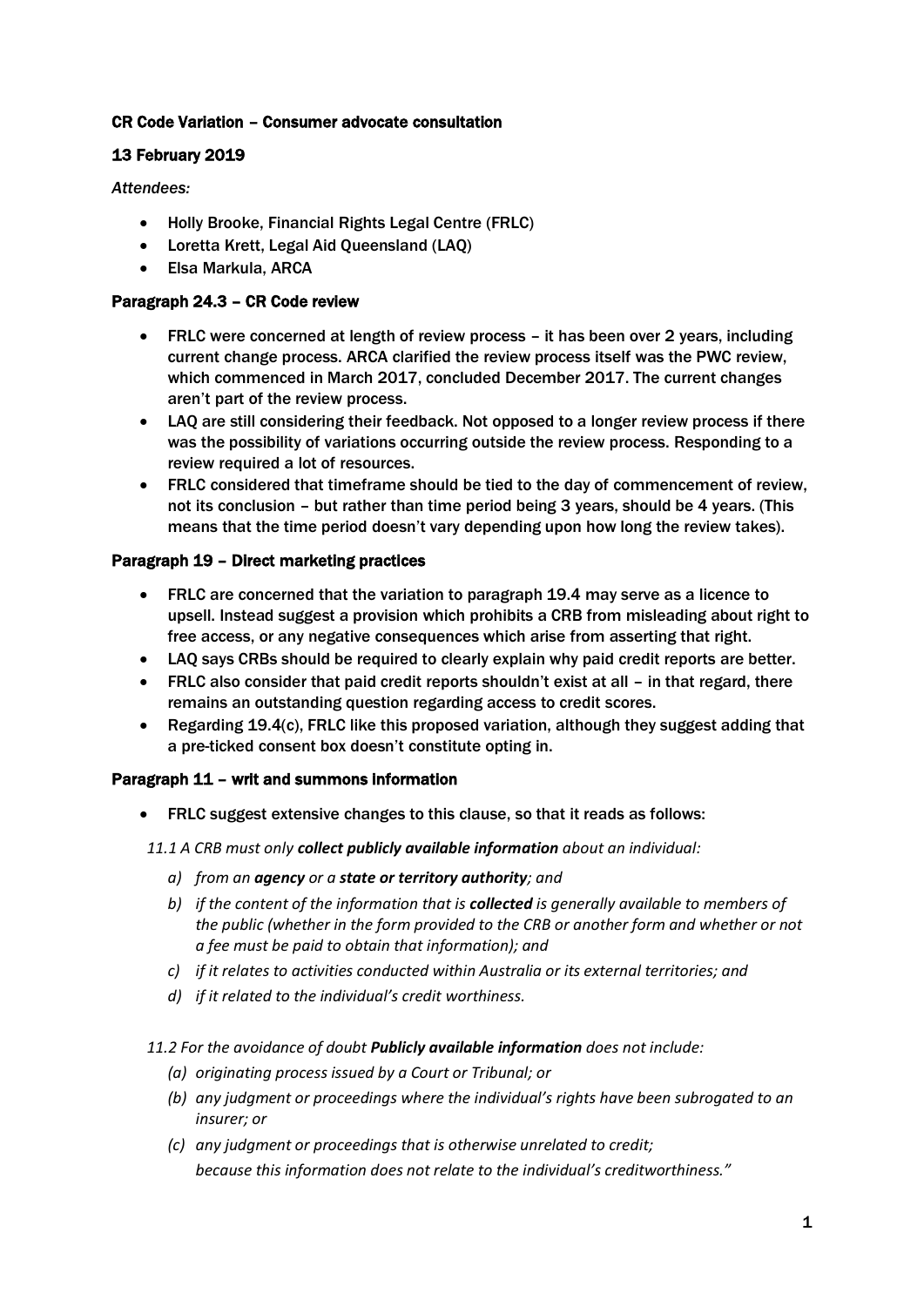## CR Code Variation – Consumer advocate consultation

### 13 February 2019

*Attendees:*

- Holly Brooke, Financial Rights Legal Centre (FRLC)
- Loretta Krett, Legal Aid Queensland (LAQ)
- Elsa Markula, ARCA

### Paragraph 24.3 – CR Code review

- FRLC were concerned at length of review process – it has been over 2 years, including current change process. ARCA clarified the review process itself was the PWC review, which commenced in March 2017, concluded December 2017. The current changes aren't part of the review process.
- LAQ are still considering their feedback. Not opposed to a longer review process if there was the possibility of variations occurring outside the review process. Responding to a review required a lot of resources.
- FRLC considered that timeframe should be tied to the day of commencement of review, not its conclusion – but rather than time period being 3 years, should be 4 years. (This means that the time period doesn't vary depending upon how long the review takes).

### Paragraph 19 – Direct marketing practices

- FRLC are concerned that the variation to paragraph 19.4 may serve as a licence to upsell. Instead suggest a provision which prohibits a CRB from misleading about right to free access, or any negative consequences which arise from asserting that right.
- LAQ says CRBs should be required to clearly explain why paid credit reports are better.
- FRLC also consider that paid credit reports shouldn't exist at all – in that regard, there remains an outstanding question regarding access to credit scores.
- Regarding 19.4(c), FRLC like this proposed variation, although they suggest adding that a pre-ticked consent box doesn't constitute opting in.

### Paragraph 11 – writ and summons information

- FRLC suggest extensive changes to this clause, so that it reads as follows:

*11.1 A CRB must only* ***collect publicly available information*** *about an individual:*

*a) from an* ***agency*** *or a* ***state or territory authority****; and*

*b) if the content of the information that is* ***collected*** *is generally available to members of the public (whether in the form provided to the CRB or another form and whether or not a fee must be paid to obtain that information); and*

*c) if it relates to activities conducted within Australia or its external territories; and*

*d) if it related to the individual's credit worthiness.*

*11.2 For the avoidance of doubt* ***Publicly available information*** *does not include:*

*(a) originating process issued by a Court or Tribunal; or*

*(b) any judgment or proceedings where the individual's rights have been subrogated to an insurer; or*

*(c) any judgment or proceedings that is otherwise unrelated to credit;*

*because this information does not relate to the individual's creditworthiness."*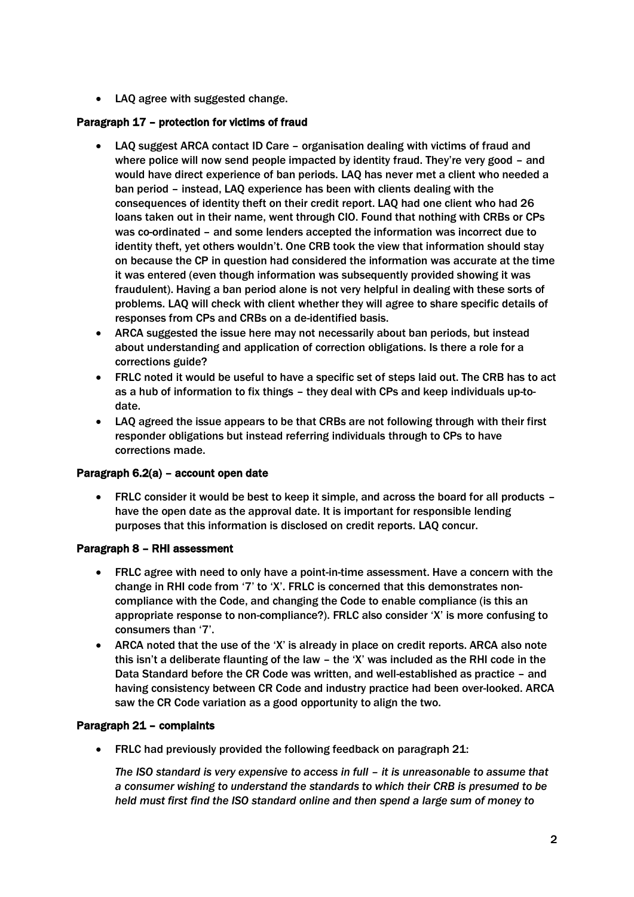- LAQ agree with suggested change.

### Paragraph 17 – protection for victims of fraud

- LAQ suggest ARCA contact ID Care – organisation dealing with victims of fraud and where police will now send people impacted by identity fraud. They're very good – and would have direct experience of ban periods. LAQ has never met a client who needed a ban period – instead, LAQ experience has been with clients dealing with the consequences of identity theft on their credit report. LAQ had one client who had 26 loans taken out in their name, went through CIO. Found that nothing with CRBs or CPs was co-ordinated – and some lenders accepted the information was incorrect due to identity theft, yet others wouldn't. One CRB took the view that information should stay on because the CP in question had considered the information was accurate at the time it was entered (even though information was subsequently provided showing it was fraudulent). Having a ban period alone is not very helpful in dealing with these sorts of problems. LAQ will check with client whether they will agree to share specific details of responses from CPs and CRBs on a de-identified basis.
- ARCA suggested the issue here may not necessarily about ban periods, but instead about understanding and application of correction obligations. Is there a role for a corrections guide?
- FRLC noted it would be useful to have a specific set of steps laid out. The CRB has to act as a hub of information to fix things – they deal with CPs and keep individuals up-to-date.
- LAQ agreed the issue appears to be that CRBs are not following through with their first responder obligations but instead referring individuals through to CPs to have corrections made.

### Paragraph 6.2(a) – account open date

- FRLC consider it would be best to keep it simple, and across the board for all products – have the open date as the approval date. It is important for responsible lending purposes that this information is disclosed on credit reports. LAQ concur.

### Paragraph 8 – RHI assessment

- FRLC agree with need to only have a point-in-time assessment. Have a concern with the change in RHI code from '7' to 'X'. FRLC is concerned that this demonstrates non-compliance with the Code, and changing the Code to enable compliance (is this an appropriate response to non-compliance?). FRLC also consider 'X' is more confusing to consumers than '7'.
- ARCA noted that the use of the 'X' is already in place on credit reports. ARCA also note this isn't a deliberate flaunting of the law – the 'X' was included as the RHI code in the Data Standard before the CR Code was written, and well-established as practice – and having consistency between CR Code and industry practice had been over-looked. ARCA saw the CR Code variation as a good opportunity to align the two.

### Paragraph 21 – complaints

- FRLC had previously provided the following feedback on paragraph 21:

  *The ISO standard is very expensive to access in full – it is unreasonable to assume that a consumer wishing to understand the standards to which their CRB is presumed to be held must first find the ISO standard online and then spend a large sum of money to*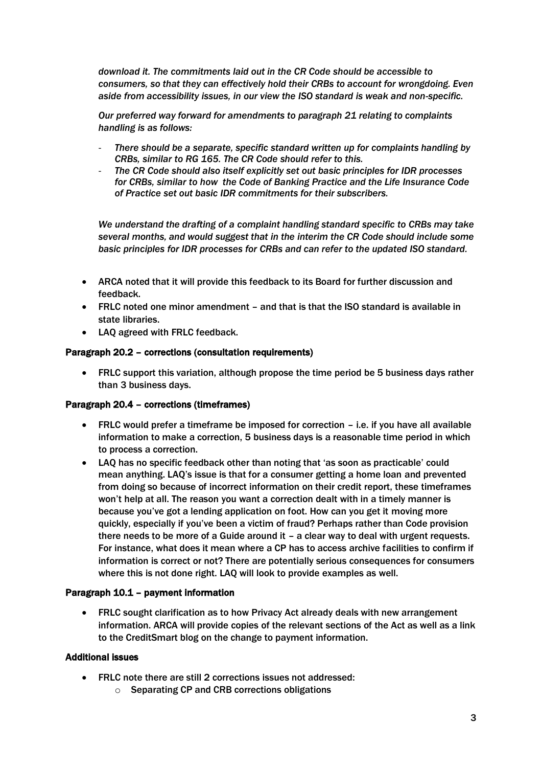*download it. The commitments laid out in the CR Code should be accessible to consumers, so that they can effectively hold their CRBs to account for wrongdoing. Even aside from accessibility issues, in our view the ISO standard is weak and non-specific.*

*Our preferred way forward for amendments to paragraph 21 relating to complaints handling is as follows:*

- *There should be a separate, specific standard written up for complaints handling by CRBs, similar to RG 165. The CR Code should refer to this.*
- *The CR Code should also itself explicitly set out basic principles for IDR processes for CRBs, similar to how the Code of Banking Practice and the Life Insurance Code of Practice set out basic IDR commitments for their subscribers.*

*We understand the drafting of a complaint handling standard specific to CRBs may take several months, and would suggest that in the interim the CR Code should include some basic principles for IDR processes for CRBs and can refer to the updated ISO standard.*

- ARCA noted that it will provide this feedback to its Board for further discussion and feedback.
- FRLC noted one minor amendment – and that is that the ISO standard is available in state libraries.
- LAQ agreed with FRLC feedback.

**Paragraph 20.2 – corrections (consultation requirements)**

- FRLC support this variation, although propose the time period be 5 business days rather than 3 business days.

**Paragraph 20.4 – corrections (timeframes)**

- FRLC would prefer a timeframe be imposed for correction – i.e. if you have all available information to make a correction, 5 business days is a reasonable time period in which to process a correction.
- LAQ has no specific feedback other than noting that 'as soon as practicable' could mean anything. LAQ's issue is that for a consumer getting a home loan and prevented from doing so because of incorrect information on their credit report, these timeframes won't help at all. The reason you want a correction dealt with in a timely manner is because you've got a lending application on foot. How can you get it moving more quickly, especially if you've been a victim of fraud? Perhaps rather than Code provision there needs to be more of a Guide around it – a clear way to deal with urgent requests. For instance, what does it mean where a CP has to access archive facilities to confirm if information is correct or not? There are potentially serious consequences for consumers where this is not done right. LAQ will look to provide examples as well.

**Paragraph 10.1 – payment information**

- FRLC sought clarification as to how Privacy Act already deals with new arrangement information. ARCA will provide copies of the relevant sections of the Act as well as a link to the CreditSmart blog on the change to payment information.

**Additional issues**

- FRLC note there are still 2 corrections issues not addressed:
  - Separating CP and CRB corrections obligations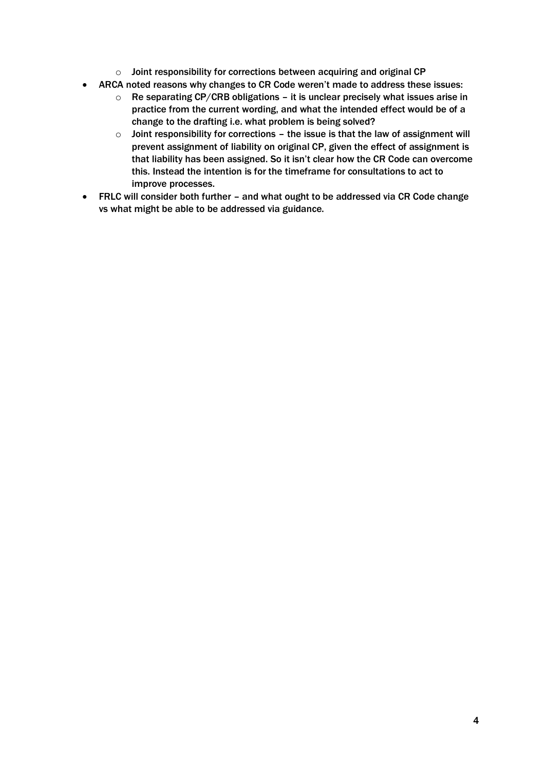- Joint responsibility for corrections between acquiring and original CP
- ARCA noted reasons why changes to CR Code weren't made to address these issues:
  - Re separating CP/CRB obligations – it is unclear precisely what issues arise in practice from the current wording, and what the intended effect would be of a change to the drafting i.e. what problem is being solved?
  - Joint responsibility for corrections – the issue is that the law of assignment will prevent assignment of liability on original CP, given the effect of assignment is that liability has been assigned. So it isn't clear how the CR Code can overcome this. Instead the intention is for the timeframe for consultations to act to improve processes.
- FRLC will consider both further – and what ought to be addressed via CR Code change vs what might be able to be addressed via guidance.